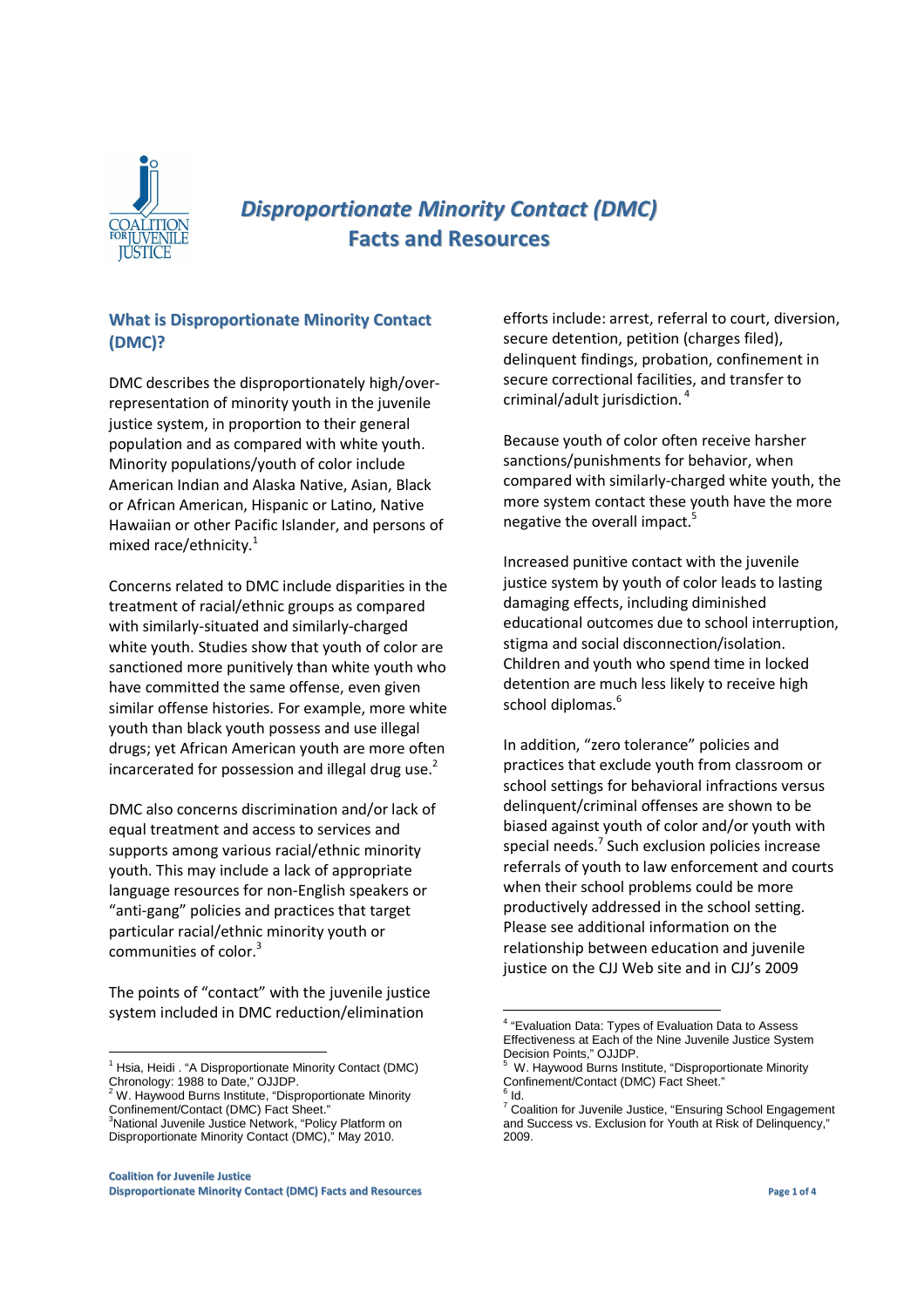# *Disproportionate Minority Contact (DMC)*
# Facts and Resources

## What is Disproportionate Minority Contact (DMC)?

DMC describes the disproportionately high/over-representation of minority youth in the juvenile justice system, in proportion to their general population and as compared with white youth. Minority populations/youth of color include American Indian and Alaska Native, Asian, Black or African American, Hispanic or Latino, Native Hawaiian or other Pacific Islander, and persons of mixed race/ethnicity.[1]

Concerns related to DMC include disparities in the treatment of racial/ethnic groups as compared with similarly-situated and similarly-charged white youth. Studies show that youth of color are sanctioned more punitively than white youth who have committed the same offense, even given similar offense histories. For example, more white youth than black youth possess and use illegal drugs; yet African American youth are more often incarcerated for possession and illegal drug use.[2]

DMC also concerns discrimination and/or lack of equal treatment and access to services and supports among various racial/ethnic minority youth. This may include a lack of appropriate language resources for non-English speakers or "anti-gang" policies and practices that target particular racial/ethnic minority youth or communities of color.[3]

The points of "contact" with the juvenile justice system included in DMC reduction/elimination efforts include: arrest, referral to court, diversion, secure detention, petition (charges filed), delinquent findings, probation, confinement in secure correctional facilities, and transfer to criminal/adult jurisdiction.[4]

Because youth of color often receive harsher sanctions/punishments for behavior, when compared with similarly-charged white youth, the more system contact these youth have the more negative the overall impact.[5]

Increased punitive contact with the juvenile justice system by youth of color leads to lasting damaging effects, including diminished educational outcomes due to school interruption, stigma and social disconnection/isolation. Children and youth who spend time in locked detention are much less likely to receive high school diplomas.[6]

In addition, "zero tolerance" policies and practices that exclude youth from classroom or school settings for behavioral infractions versus delinquent/criminal offenses are shown to be biased against youth of color and/or youth with special needs.[7] Such exclusion policies increase referrals of youth to law enforcement and courts when their school problems could be more productively addressed in the school setting. Please see additional information on the relationship between education and juvenile justice on the CJJ Web site and in CJJ's 2009

---

[1] Hsia, Heidi . "A Disproportionate Minority Contact (DMC) Chronology: 1988 to Date," OJJDP.

[2] W. Haywood Burns Institute, "Disproportionate Minority Confinement/Contact (DMC) Fact Sheet."

[3] National Juvenile Justice Network, "Policy Platform on Disproportionate Minority Contact (DMC)," May 2010.

[4] "Evaluation Data: Types of Evaluation Data to Assess Effectiveness at Each of the Nine Juvenile Justice System Decision Points," OJJDP.

[5] W. Haywood Burns Institute, "Disproportionate Minority Confinement/Contact (DMC) Fact Sheet."

[6] Id.

[7] Coalition for Juvenile Justice, "Ensuring School Engagement and Success vs. Exclusion for Youth at Risk of Delinquency," 2009.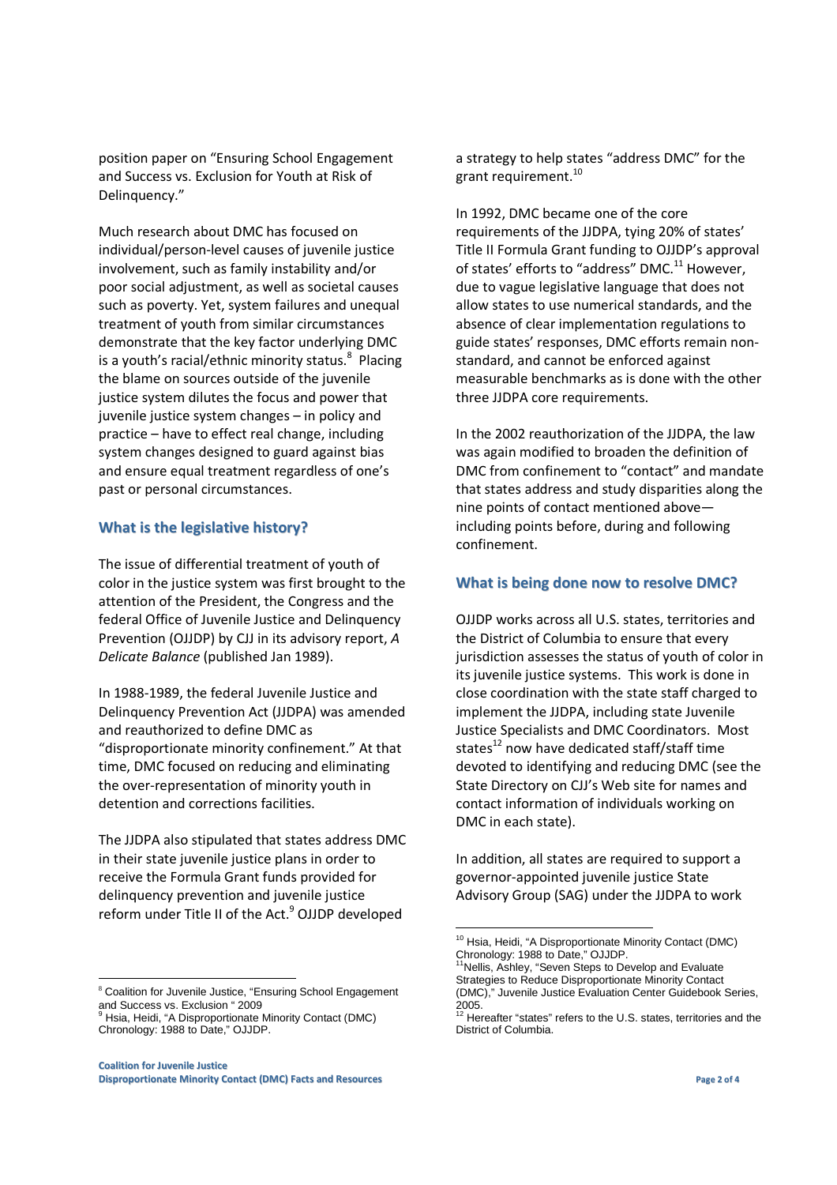position paper on "Ensuring School Engagement and Success vs. Exclusion for Youth at Risk of Delinquency."

Much research about DMC has focused on individual/person-level causes of juvenile justice involvement, such as family instability and/or poor social adjustment, as well as societal causes such as poverty. Yet, system failures and unequal treatment of youth from similar circumstances demonstrate that the key factor underlying DMC is a youth's racial/ethnic minority status.[8] Placing the blame on sources outside of the juvenile justice system dilutes the focus and power that juvenile justice system changes – in policy and practice – have to effect real change, including system changes designed to guard against bias and ensure equal treatment regardless of one's past or personal circumstances.

## What is the legislative history?

The issue of differential treatment of youth of color in the justice system was first brought to the attention of the President, the Congress and the federal Office of Juvenile Justice and Delinquency Prevention (OJJDP) by CJJ in its advisory report, *A Delicate Balance* (published Jan 1989).

In 1988-1989, the federal Juvenile Justice and Delinquency Prevention Act (JJDPA) was amended and reauthorized to define DMC as "disproportionate minority confinement." At that time, DMC focused on reducing and eliminating the over-representation of minority youth in detention and corrections facilities.

The JJDPA also stipulated that states address DMC in their state juvenile justice plans in order to receive the Formula Grant funds provided for delinquency prevention and juvenile justice reform under Title II of the Act.[9] OJJDP developed a strategy to help states "address DMC" for the grant requirement.[10]

In 1992, DMC became one of the core requirements of the JJDPA, tying 20% of states' Title II Formula Grant funding to OJJDP's approval of states' efforts to "address" DMC.[11] However, due to vague legislative language that does not allow states to use numerical standards, and the absence of clear implementation regulations to guide states' responses, DMC efforts remain non-standard, and cannot be enforced against measurable benchmarks as is done with the other three JJDPA core requirements.

In the 2002 reauthorization of the JJDPA, the law was again modified to broaden the definition of DMC from confinement to "contact" and mandate that states address and study disparities along the nine points of contact mentioned above—including points before, during and following confinement.

## What is being done now to resolve DMC?

OJJDP works across all U.S. states, territories and the District of Columbia to ensure that every jurisdiction assesses the status of youth of color in its juvenile justice systems. This work is done in close coordination with the state staff charged to implement the JJDPA, including state Juvenile Justice Specialists and DMC Coordinators. Most states[12] now have dedicated staff/staff time devoted to identifying and reducing DMC (see the State Directory on CJJ's Web site for names and contact information of individuals working on DMC in each state).

In addition, all states are required to support a governor-appointed juvenile justice State Advisory Group (SAG) under the JJDPA to work

---

[8] Coalition for Juvenile Justice, "Ensuring School Engagement and Success vs. Exclusion " 2009

[9] Hsia, Heidi, "A Disproportionate Minority Contact (DMC) Chronology: 1988 to Date," OJJDP.

[10] Hsia, Heidi, "A Disproportionate Minority Contact (DMC) Chronology: 1988 to Date," OJJDP.

[11] Nellis, Ashley, "Seven Steps to Develop and Evaluate Strategies to Reduce Disproportionate Minority Contact (DMC)," Juvenile Justice Evaluation Center Guidebook Series, 2005.

[12] Hereafter "states" refers to the U.S. states, territories and the District of Columbia.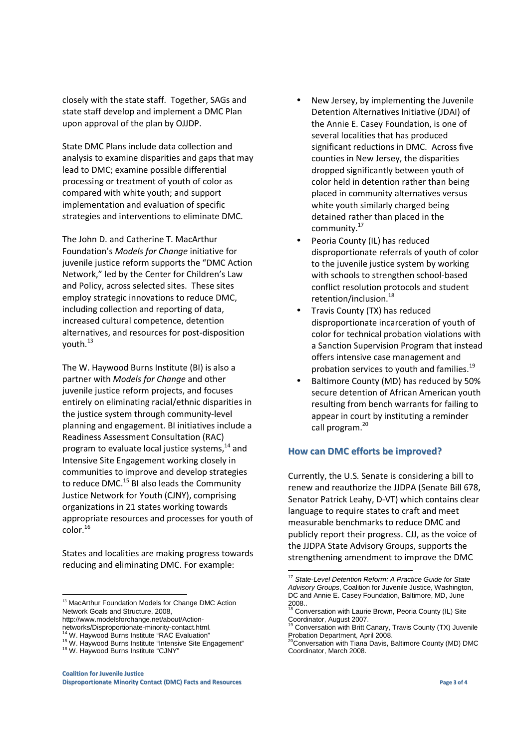closely with the state staff. Together, SAGs and state staff develop and implement a DMC Plan upon approval of the plan by OJJDP.

State DMC Plans include data collection and analysis to examine disparities and gaps that may lead to DMC; examine possible differential processing or treatment of youth of color as compared with white youth; and support implementation and evaluation of specific strategies and interventions to eliminate DMC.

The John D. and Catherine T. MacArthur Foundation's *Models for Change* initiative for juvenile justice reform supports the "DMC Action Network," led by the Center for Children's Law and Policy, across selected sites. These sites employ strategic innovations to reduce DMC, including collection and reporting of data, increased cultural competence, detention alternatives, and resources for post-disposition youth.[13]

The W. Haywood Burns Institute (BI) is also a partner with *Models for Change* and other juvenile justice reform projects, and focuses entirely on eliminating racial/ethnic disparities in the justice system through community-level planning and engagement. BI initiatives include a Readiness Assessment Consultation (RAC) program to evaluate local justice systems,[14] and Intensive Site Engagement working closely in communities to improve and develop strategies to reduce DMC.[15] BI also leads the Community Justice Network for Youth (CJNY), comprising organizations in 21 states working towards appropriate resources and processes for youth of color.[16]

States and localities are making progress towards reducing and eliminating DMC. For example:

- New Jersey, by implementing the Juvenile Detention Alternatives Initiative (JDAI) of the Annie E. Casey Foundation, is one of several localities that has produced significant reductions in DMC. Across five counties in New Jersey, the disparities dropped significantly between youth of color held in detention rather than being placed in community alternatives versus white youth similarly charged being detained rather than placed in the community.[17]
- Peoria County (IL) has reduced disproportionate referrals of youth of color to the juvenile justice system by working with schools to strengthen school-based conflict resolution protocols and student retention/inclusion.[18]
- Travis County (TX) has reduced disproportionate incarceration of youth of color for technical probation violations with a Sanction Supervision Program that instead offers intensive case management and probation services to youth and families.[19]
- Baltimore County (MD) has reduced by 50% secure detention of African American youth resulting from bench warrants for failing to appear in court by instituting a reminder call program.[20]

## How can DMC efforts be improved?

Currently, the U.S. Senate is considering a bill to renew and reauthorize the JJDPA (Senate Bill 678, Senator Patrick Leahy, D-VT) which contains clear language to require states to craft and meet measurable benchmarks to reduce DMC and publicly report their progress. CJJ, as the voice of the JJDPA State Advisory Groups, supports the strengthening amendment to improve the DMC

---

[13] MacArthur Foundation Models for Change DMC Action Network Goals and Structure, 2008, http://www.modelsforchange.net/about/Action-networks/Disproportionate-minority-contact.html.

[14] W. Haywood Burns Institute "RAC Evaluation"

[15] W. Haywood Burns Institute "Intensive Site Engagement"

[16] W. Haywood Burns Institute "CJNY"

[17] *State-Level Detention Reform: A Practice Guide for State Advisory Groups*, Coalition for Juvenile Justice, Washington, DC and Annie E. Casey Foundation, Baltimore, MD, June 2008..

[18] Conversation with Laurie Brown, Peoria County (IL) Site Coordinator, August 2007.

[19] Conversation with Britt Canary, Travis County (TX) Juvenile Probation Department, April 2008.

[20] Conversation with Tiana Davis, Baltimore County (MD) DMC Coordinator, March 2008.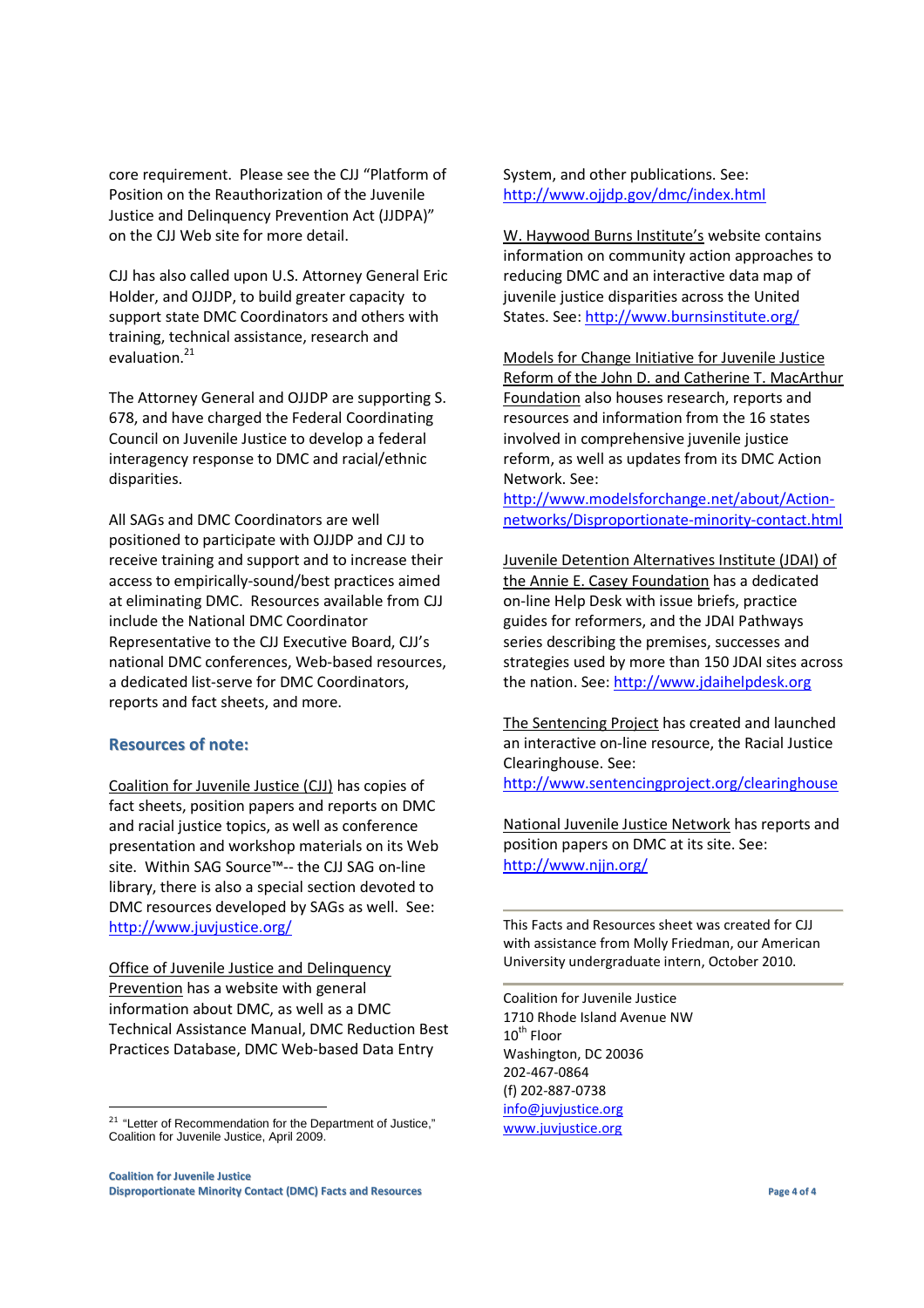core requirement. Please see the CJJ "Platform of Position on the Reauthorization of the Juvenile Justice and Delinquency Prevention Act (JJDPA)" on the CJJ Web site for more detail.

CJJ has also called upon U.S. Attorney General Eric Holder, and OJJDP, to build greater capacity to support state DMC Coordinators and others with training, technical assistance, research and evaluation.[21]

The Attorney General and OJJDP are supporting S. 678, and have charged the Federal Coordinating Council on Juvenile Justice to develop a federal interagency response to DMC and racial/ethnic disparities.

All SAGs and DMC Coordinators are well positioned to participate with OJJDP and CJJ to receive training and support and to increase their access to empirically-sound/best practices aimed at eliminating DMC. Resources available from CJJ include the National DMC Coordinator Representative to the CJJ Executive Board, CJJ's national DMC conferences, Web-based resources, a dedicated list-serve for DMC Coordinators, reports and fact sheets, and more.

## Resources of note:

Coalition for Juvenile Justice (CJJ) has copies of fact sheets, position papers and reports on DMC and racial justice topics, as well as conference presentation and workshop materials on its Web site. Within SAG Source™-- the CJJ SAG on-line library, there is also a special section devoted to DMC resources developed by SAGs as well. See: http://www.juvjustice.org/

Office of Juvenile Justice and Delinquency Prevention has a website with general information about DMC, as well as a DMC Technical Assistance Manual, DMC Reduction Best Practices Database, DMC Web-based Data Entry System, and other publications. See: http://www.ojjdp.gov/dmc/index.html

W. Haywood Burns Institute's website contains information on community action approaches to reducing DMC and an interactive data map of juvenile justice disparities across the United States. See: http://www.burnsinstitute.org/

Models for Change Initiative for Juvenile Justice Reform of the John D. and Catherine T. MacArthur Foundation also houses research, reports and resources and information from the 16 states involved in comprehensive juvenile justice reform, as well as updates from its DMC Action Network. See: http://www.modelsforchange.net/about/Action-networks/Disproportionate-minority-contact.html

Juvenile Detention Alternatives Institute (JDAI) of the Annie E. Casey Foundation has a dedicated on-line Help Desk with issue briefs, practice guides for reformers, and the JDAI Pathways series describing the premises, successes and strategies used by more than 150 JDAI sites across the nation. See: http://www.jdaihelpdesk.org

The Sentencing Project has created and launched an interactive on-line resource, the Racial Justice Clearinghouse. See: http://www.sentencingproject.org/clearinghouse

National Juvenile Justice Network has reports and position papers on DMC at its site. See: http://www.njjn.org/

---

This Facts and Resources sheet was created for CJJ with assistance from Molly Friedman, our American University undergraduate intern, October 2010.

---

Coalition for Juvenile Justice
1710 Rhode Island Avenue NW
10th Floor
Washington, DC 20036
202-467-0864
(f) 202-887-0738
info@juvjustice.org
www.juvjustice.org

---

[21] "Letter of Recommendation for the Department of Justice," Coalition for Juvenile Justice, April 2009.